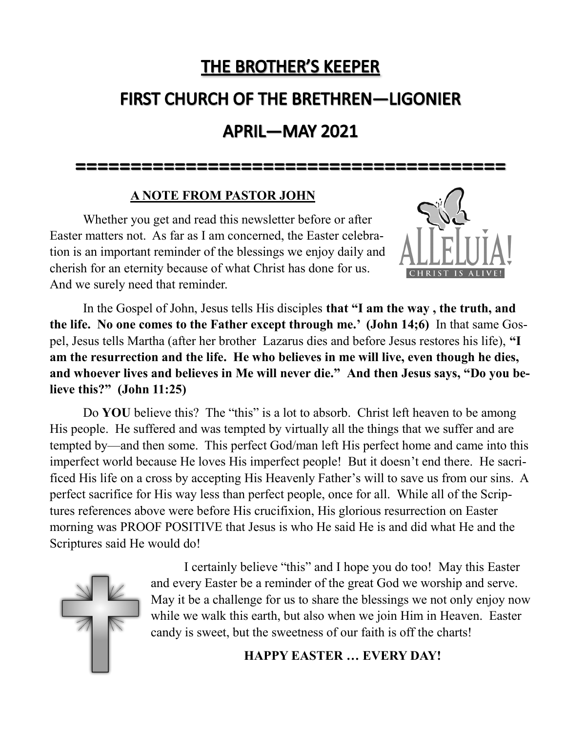# THE BROTHER'S KEEPER

# FIRST CHURCH OF THE BRETHREN—LIGONIER

# APRIL—MAY 2021

=======================================

## A NOTE FROM PASTOR JOHN

Whether you get and read this newsletter before or after Easter matters not. As far as I am concerned, the Easter celebration is an important reminder of the blessings we enjoy daily and cherish for an eternity because of what Christ has done for us. And we surely need that reminder.

In the Gospel of John, Jesus tells His disciples **that "I am the way , the truth, and the life. No one comes to the Father except through me.' (John 14;6)** In that same Gospel, Jesus tells Martha (after her brother Lazarus dies and before Jesus restores his life), **"I am the resurrection and the life. He who believes in me will live, even though he dies, and whoever lives and believes in Me will never die." And then Jesus says, "Do you believe this?" (John 11:25)**

Do **YOU** believe this? The "this" is a lot to absorb. Christ left heaven to be among His people. He suffered and was tempted by virtually all the things that we suffer and are tempted by—and then some. This perfect God/man left His perfect home and came into this imperfect world because He loves His imperfect people! But it doesn't end there. He sacrificed His life on a cross by accepting His Heavenly Father's will to save us from our sins. A perfect sacrifice for His way less than perfect people, once for all. While all of the Scriptures references above were before His crucifixion, His glorious resurrection on Easter morning was PROOF POSITIVE that Jesus is who He said He is and did what He and the Scriptures said He would do!

I certainly believe "this" and I hope you do too! May this Easter and every Easter be a reminder of the great God we worship and serve. May it be a challenge for us to share the blessings we not only enjoy now while we walk this earth, but also when we join Him in Heaven. Easter candy is sweet, but the sweetness of our faith is off the charts!

**HAPPY EASTER … EVERY DAY!**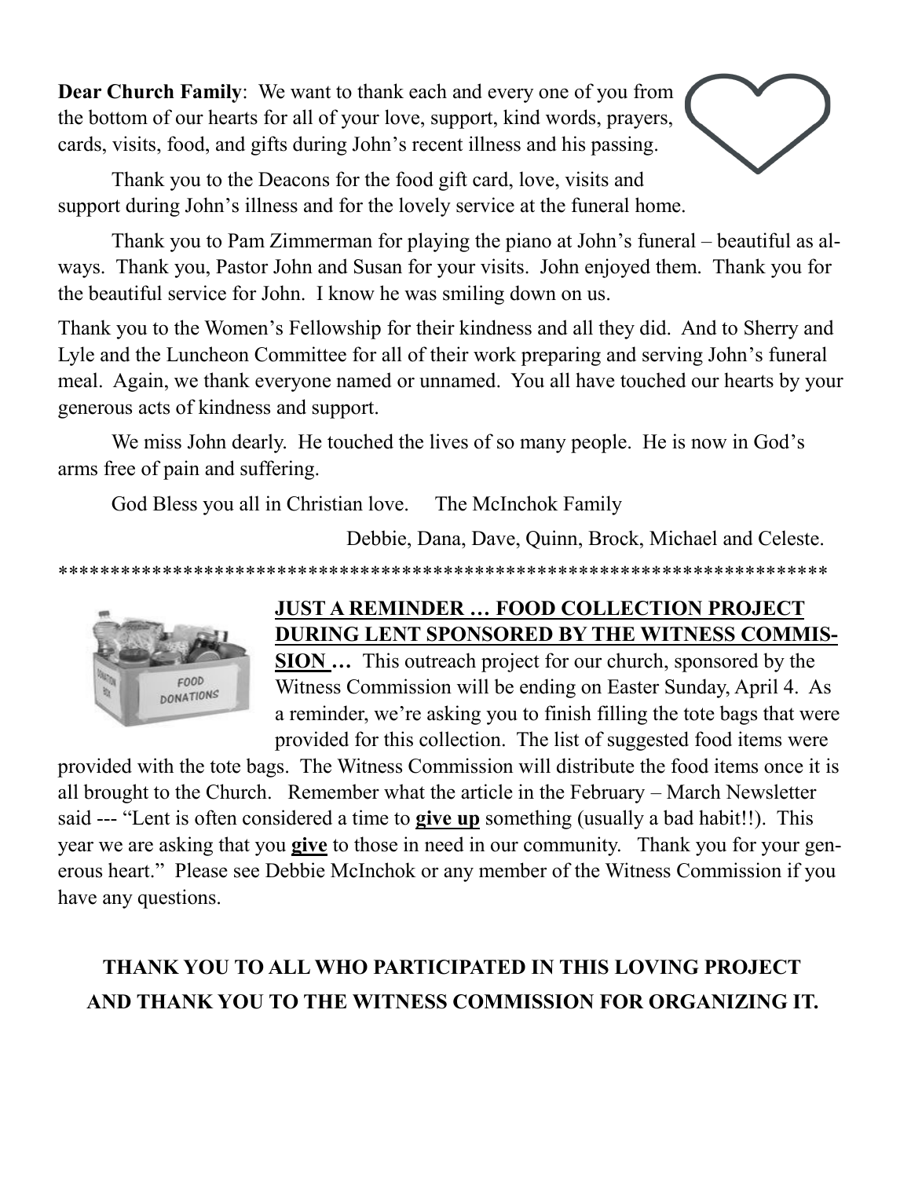**Dear Church Family**: We want to thank each and every one of you from the bottom of our hearts for all of your love, support, kind words, prayers, cards, visits, food, and gifts during John's recent illness and his passing.

Thank you to the Deacons for the food gift card, love, visits and support during John's illness and for the lovely service at the funeral home.

Thank you to Pam Zimmerman for playing the piano at John's funeral – beautiful as always. Thank you, Pastor John and Susan for your visits. John enjoyed them. Thank you for the beautiful service for John. I know he was smiling down on us.

Thank you to the Women's Fellowship for their kindness and all they did. And to Sherry and Lyle and the Luncheon Committee for all of their work preparing and serving John's funeral meal. Again, we thank everyone named or unnamed. You all have touched our hearts by your generous acts of kindness and support.

We miss John dearly. He touched the lives of so many people. He is now in God's arms free of pain and suffering.

God Bless you all in Christian love. The McInchok Family

Debbie, Dana, Dave, Quinn, Brock, Michael and Celeste.

**************************************************************************

**JUST A REMINDER … FOOD COLLECTION PROJECT DURING LENT SPONSORED BY THE WITNESS COMMISSION …** This outreach project for our church, sponsored by the Witness Commission will be ending on Easter Sunday, April 4. As a reminder, we're asking you to finish filling the tote bags that were provided for this collection. The list of suggested food items were provided with the tote bags. The Witness Commission will distribute the food items once it is all brought to the Church. Remember what the article in the February – March Newsletter said --- "Lent is often considered a time to **give up** something (usually a bad habit!!). This year we are asking that you **give** to those in need in our community. Thank you for your generous heart." Please see Debbie McInchok or any member of the Witness Commission if you have any questions.

**THANK YOU TO ALL WHO PARTICIPATED IN THIS LOVING PROJECT AND THANK YOU TO THE WITNESS COMMISSION FOR ORGANIZING IT.**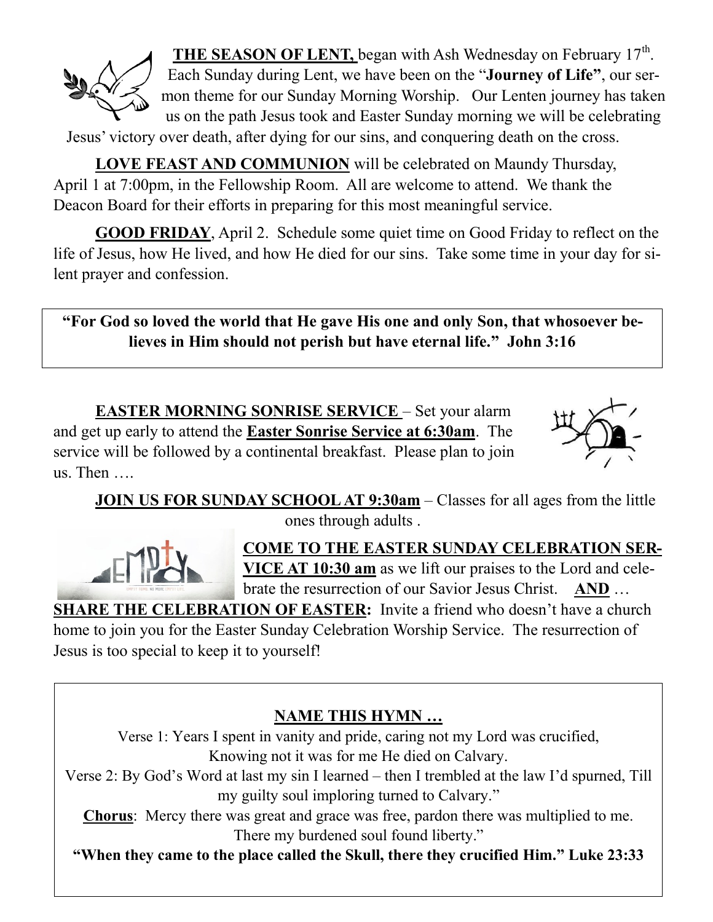**THE SEASON OF LENT,** began with Ash Wednesday on February 17th. Each Sunday during Lent, we have been on the "**Journey of Life"**, our sermon theme for our Sunday Morning Worship. Our Lenten journey has taken us on the path Jesus took and Easter Sunday morning we will be celebrating Jesus' victory over death, after dying for our sins, and conquering death on the cross.

**LOVE FEAST AND COMMUNION** will be celebrated on Maundy Thursday, April 1 at 7:00pm, in the Fellowship Room. All are welcome to attend. We thank the Deacon Board for their efforts in preparing for this most meaningful service.

**GOOD FRIDAY**, April 2. Schedule some quiet time on Good Friday to reflect on the life of Jesus, how He lived, and how He died for our sins. Take some time in your day for silent prayer and confession.

**"For God so loved the world that He gave His one and only Son, that whosoever believes in Him should not perish but have eternal life." John 3:16**

**EASTER MORNING SONRISE SERVICE** – Set your alarm and get up early to attend the **Easter Sonrise Service at 6:30am**. The service will be followed by a continental breakfast. Please plan to join us. Then ….

**JOIN US FOR SUNDAY SCHOOL AT 9:30am** – Classes for all ages from the little ones through adults .

**COME TO THE EASTER SUNDAY CELEBRATION SERVICE AT 10:30 am** as we lift our praises to the Lord and celebrate the resurrection of our Savior Jesus Christ. **AND** …

**SHARE THE CELEBRATION OF EASTER:** Invite a friend who doesn't have a church home to join you for the Easter Sunday Celebration Worship Service. The resurrection of Jesus is too special to keep it to yourself!

**NAME THIS HYMN …**

Verse 1: Years I spent in vanity and pride, caring not my Lord was crucified, Knowing not it was for me He died on Calvary.

Verse 2: By God's Word at last my sin I learned – then I trembled at the law I'd spurned, Till my guilty soul imploring turned to Calvary."

**Chorus**: Mercy there was great and grace was free, pardon there was multiplied to me. There my burdened soul found liberty."

**"When they came to the place called the Skull, there they crucified Him." Luke 23:33**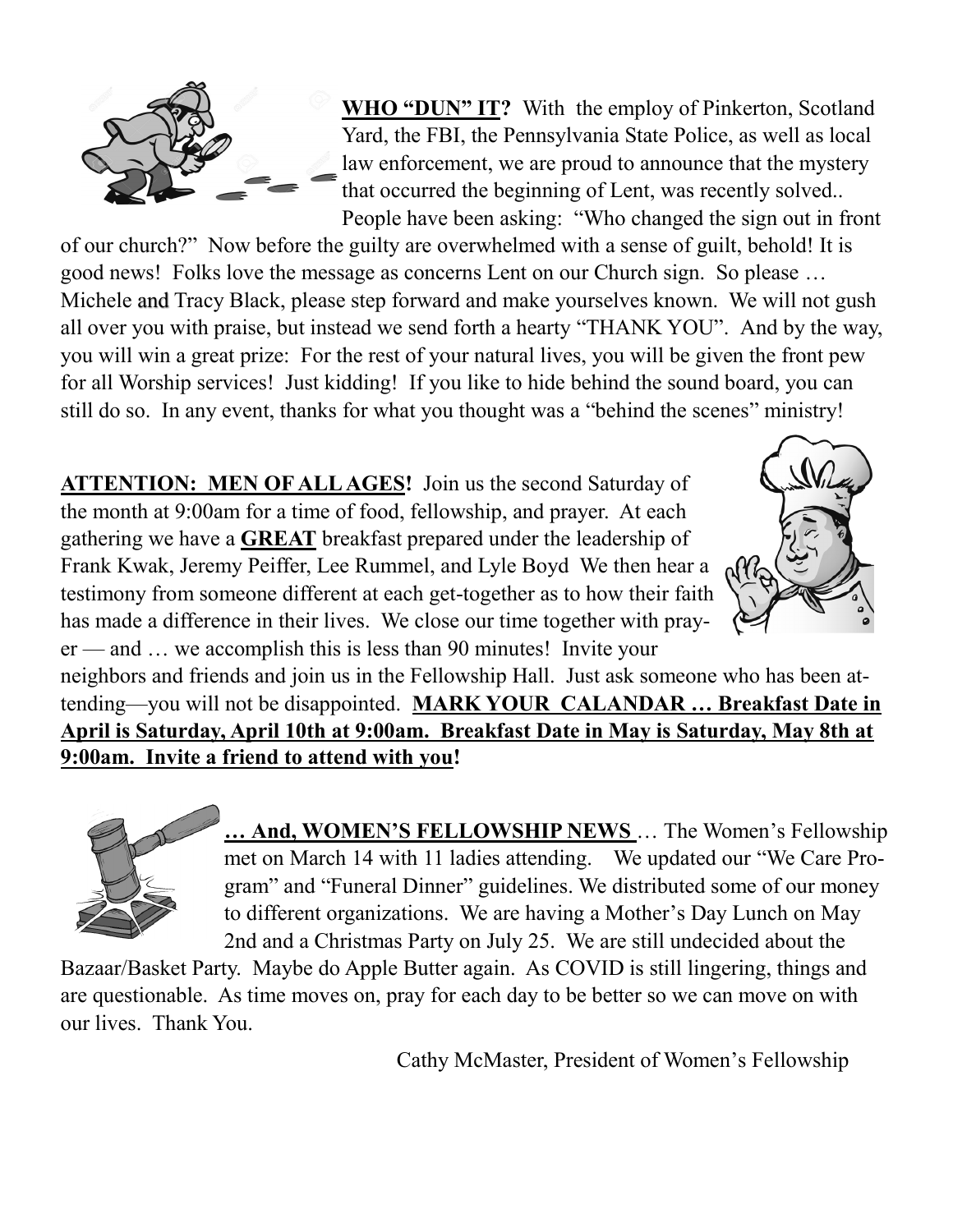**WHO "DUN" IT?** With the employ of Pinkerton, Scotland Yard, the FBI, the Pennsylvania State Police, as well as local law enforcement, we are proud to announce that the mystery that occurred the beginning of Lent, was recently solved.. People have been asking: "Who changed the sign out in front of our church?" Now before the guilty are overwhelmed with a sense of guilt, behold! It is good news! Folks love the message as concerns Lent on our Church sign. So please … Michele and Tracy Black, please step forward and make yourselves known. We will not gush all over you with praise, but instead we send forth a hearty "THANK YOU". And by the way, you will win a great prize: For the rest of your natural lives, you will be given the front pew for all Worship services! Just kidding! If you like to hide behind the sound board, you can still do so. In any event, thanks for what you thought was a "behind the scenes" ministry!

**ATTENTION: MEN OF ALL AGES!** Join us the second Saturday of the month at 9:00am for a time of food, fellowship, and prayer. At each gathering we have a **GREAT** breakfast prepared under the leadership of Frank Kwak, Jeremy Peiffer, Lee Rummel, and Lyle Boyd We then hear a testimony from someone different at each get-together as to how their faith has made a difference in their lives. We close our time together with prayer — and … we accomplish this is less than 90 minutes! Invite your neighbors and friends and join us in the Fellowship Hall. Just ask someone who has been attending—you will not be disappointed. **MARK YOUR CALANDAR … Breakfast Date in April is Saturday, April 10th at 9:00am. Breakfast Date in May is Saturday, May 8th at 9:00am. Invite a friend to attend with you!**

**… And, WOMEN'S FELLOWSHIP NEWS** … The Women's Fellowship met on March 14 with 11 ladies attending. We updated our "We Care Program" and "Funeral Dinner" guidelines. We distributed some of our money to different organizations. We are having a Mother's Day Lunch on May 2nd and a Christmas Party on July 25. We are still undecided about the Bazaar/Basket Party. Maybe do Apple Butter again. As COVID is still lingering, things and are questionable. As time moves on, pray for each day to be better so we can move on with our lives. Thank You.

Cathy McMaster, President of Women's Fellowship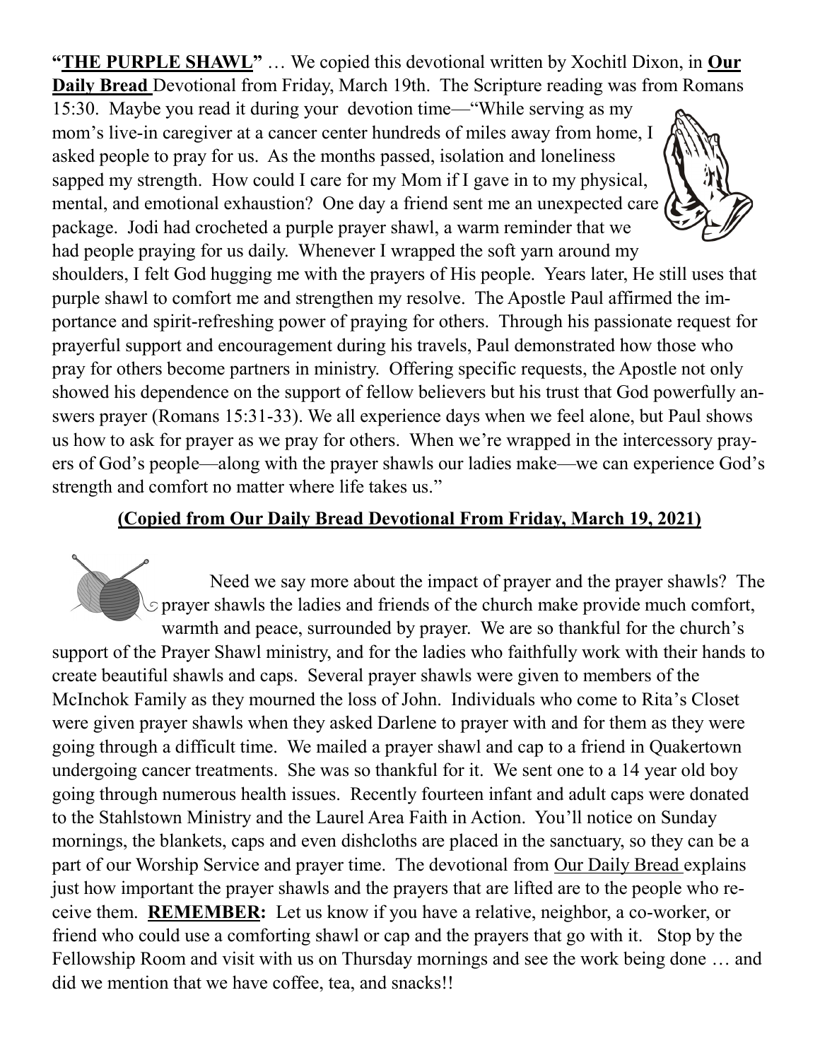**"<u>THE PURPLE SHAWL</u>"** … We copied this devotional written by Xochitl Dixon, in **<u>Our Daily Bread</u>** Devotional from Friday, March 19th. The Scripture reading was from Romans 15:30. Maybe you read it during your devotion time—"While serving as my mom's live-in caregiver at a cancer center hundreds of miles away from home, I asked people to pray for us. As the months passed, isolation and loneliness sapped my strength. How could I care for my Mom if I gave in to my physical, mental, and emotional exhaustion? One day a friend sent me an unexpected care package. Jodi had crocheted a purple prayer shawl, a warm reminder that we had people praying for us daily. Whenever I wrapped the soft yarn around my shoulders, I felt God hugging me with the prayers of His people. Years later, He still uses that purple shawl to comfort me and strengthen my resolve. The Apostle Paul affirmed the importance and spirit-refreshing power of praying for others. Through his passionate request for prayerful support and encouragement during his travels, Paul demonstrated how those who pray for others become partners in ministry. Offering specific requests, the Apostle not only showed his dependence on the support of fellow believers but his trust that God powerfully answers prayer (Romans 15:31-33). We all experience days when we feel alone, but Paul shows us how to ask for prayer as we pray for others. When we're wrapped in the intercessory prayers of God's people—along with the prayer shawls our ladies make—we can experience God's strength and comfort no matter where life takes us."

**<u>(Copied from Our Daily Bread Devotional From Friday, March 19, 2021)</u>**

Need we say more about the impact of prayer and the prayer shawls? The prayer shawls the ladies and friends of the church make provide much comfort, warmth and peace, surrounded by prayer. We are so thankful for the church's support of the Prayer Shawl ministry, and for the ladies who faithfully work with their hands to create beautiful shawls and caps. Several prayer shawls were given to members of the McInchok Family as they mourned the loss of John. Individuals who come to Rita's Closet were given prayer shawls when they asked Darlene to prayer with and for them as they were going through a difficult time. We mailed a prayer shawl and cap to a friend in Quakertown undergoing cancer treatments. She was so thankful for it. We sent one to a 14 year old boy going through numerous health issues. Recently fourteen infant and adult caps were donated to the Stahlstown Ministry and the Laurel Area Faith in Action. You'll notice on Sunday mornings, the blankets, caps and even dishcloths are placed in the sanctuary, so they can be a part of our Worship Service and prayer time. The devotional from <u>Our Daily Bread</u> explains just how important the prayer shawls and the prayers that are lifted are to the people who receive them. **<u>REMEMBER</u>:** Let us know if you have a relative, neighbor, a co-worker, or friend who could use a comforting shawl or cap and the prayers that go with it. Stop by the Fellowship Room and visit with us on Thursday mornings and see the work being done … and did we mention that we have coffee, tea, and snacks!!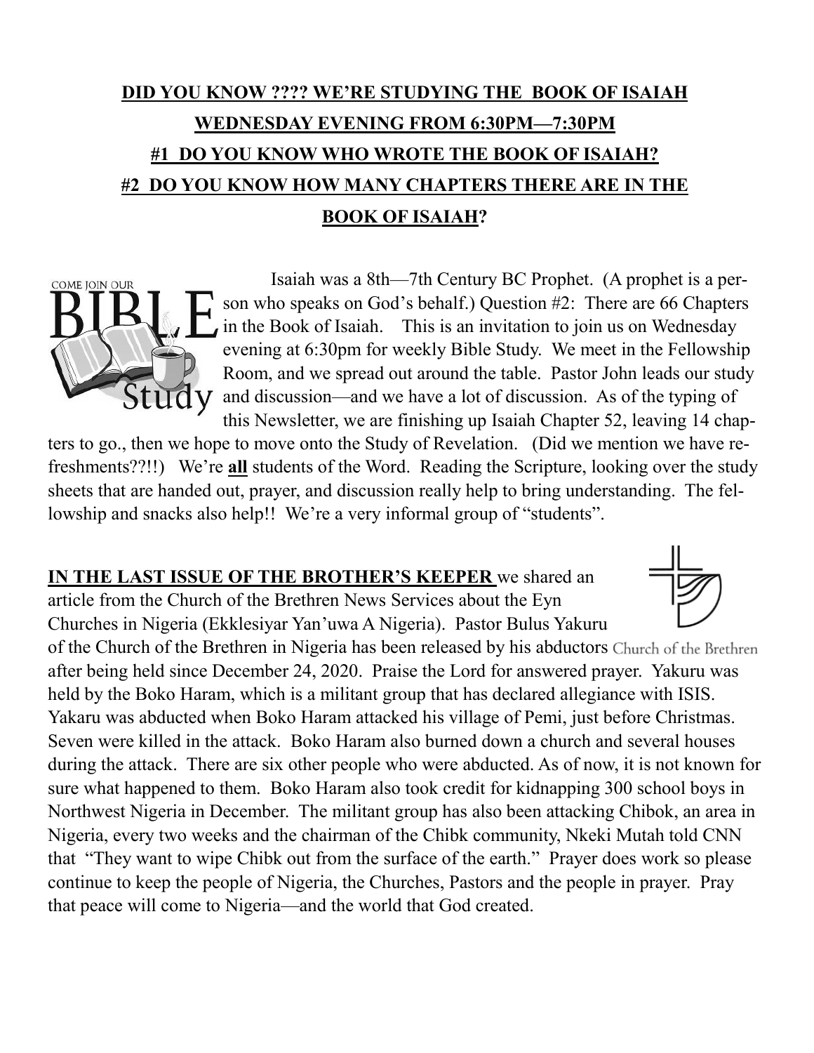**DID YOU KNOW ???? WE'RE STUDYING THE BOOK OF ISAIAH**

**WEDNESDAY EVENING FROM 6:30PM—7:30PM**

**#1 DO YOU KNOW WHO WROTE THE BOOK OF ISAIAH?**

**#2 DO YOU KNOW HOW MANY CHAPTERS THERE ARE IN THE BOOK OF ISAIAH?**

COME JOIN OUR BIBLE Study

Isaiah was a 8th—7th Century BC Prophet. (A prophet is a person who speaks on God's behalf.) Question #2: There are 66 Chapters in the Book of Isaiah. This is an invitation to join us on Wednesday evening at 6:30pm for weekly Bible Study. We meet in the Fellowship Room, and we spread out around the table. Pastor John leads our study and discussion—and we have a lot of discussion. As of the typing of this Newsletter, we are finishing up Isaiah Chapter 52, leaving 14 chapters to go., then we hope to move onto the Study of Revelation. (Did we mention we have refreshments??!!) We're **all** students of the Word. Reading the Scripture, looking over the study sheets that are handed out, prayer, and discussion really help to bring understanding. The fellowship and snacks also help!! We're a very informal group of "students".

**IN THE LAST ISSUE OF THE BROTHER'S KEEPER** we shared an article from the Church of the Brethren News Services about the Eyn Churches in Nigeria (Ekklesiyar Yan'uwa A Nigeria). Pastor Bulus Yakuru of the Church of the Brethren in Nigeria has been released by his abductors after being held since December 24, 2020. Praise the Lord for answered prayer. Yakuru was held by the Boko Haram, which is a militant group that has declared allegiance with ISIS. Yakaru was abducted when Boko Haram attacked his village of Pemi, just before Christmas. Seven were killed in the attack. Boko Haram also burned down a church and several houses during the attack. There are six other people who were abducted. As of now, it is not known for sure what happened to them. Boko Haram also took credit for kidnapping 300 school boys in Northwest Nigeria in December. The militant group has also been attacking Chibok, an area in Nigeria, every two weeks and the chairman of the Chibk community, Nkeki Mutah told CNN that "They want to wipe Chibk out from the surface of the earth." Prayer does work so please continue to keep the people of Nigeria, the Churches, Pastors and the people in prayer. Pray that peace will come to Nigeria—and the world that God created.

Church of the Brethren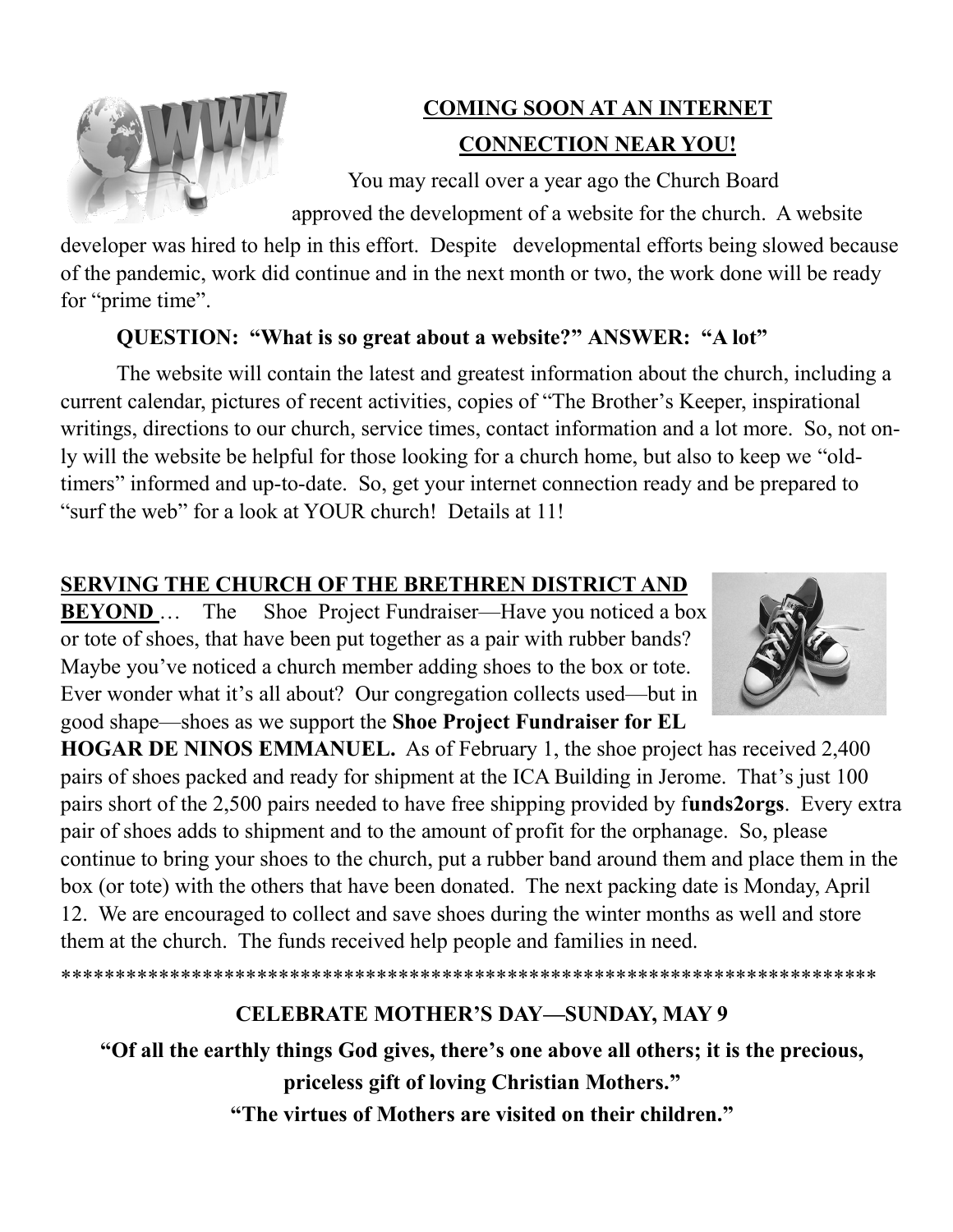## COMING SOON AT AN INTERNET CONNECTION NEAR YOU!

You may recall over a year ago the Church Board approved the development of a website for the church. A website developer was hired to help in this effort. Despite developmental efforts being slowed because of the pandemic, work did continue and in the next month or two, the work done will be ready for "prime time".

**QUESTION: "What is so great about a website?" ANSWER: "A lot"**

The website will contain the latest and greatest information about the church, including a current calendar, pictures of recent activities, copies of "The Brother's Keeper, inspirational writings, directions to our church, service times, contact information and a lot more. So, not only will the website be helpful for those looking for a church home, but also to keep we "old-timers" informed and up-to-date. So, get your internet connection ready and be prepared to "surf the web" for a look at YOUR church! Details at 11!

**SERVING THE CHURCH OF THE BRETHREN DISTRICT AND BEYOND** … The Shoe Project Fundraiser—Have you noticed a box or tote of shoes, that have been put together as a pair with rubber bands? Maybe you've noticed a church member adding shoes to the box or tote. Ever wonder what it's all about? Our congregation collects used—but in good shape—shoes as we support the **Shoe Project Fundraiser for EL HOGAR DE NINOS EMMANUEL.** As of February 1, the shoe project has received 2,400 pairs of shoes packed and ready for shipment at the ICA Building in Jerome. That's just 100 pairs short of the 2,500 pairs needed to have free shipping provided by f**unds2orgs**. Every extra pair of shoes adds to shipment and to the amount of profit for the orphanage. So, please continue to bring your shoes to the church, put a rubber band around them and place them in the box (or tote) with the others that have been donated. The next packing date is Monday, April 12. We are encouraged to collect and save shoes during the winter months as well and store them at the church. The funds received help people and families in need.

****************************************************************************

**CELEBRATE MOTHER'S DAY—SUNDAY, MAY 9**

**"Of all the earthly things God gives, there's one above all others; it is the precious, priceless gift of loving Christian Mothers."**

**"The virtues of Mothers are visited on their children."**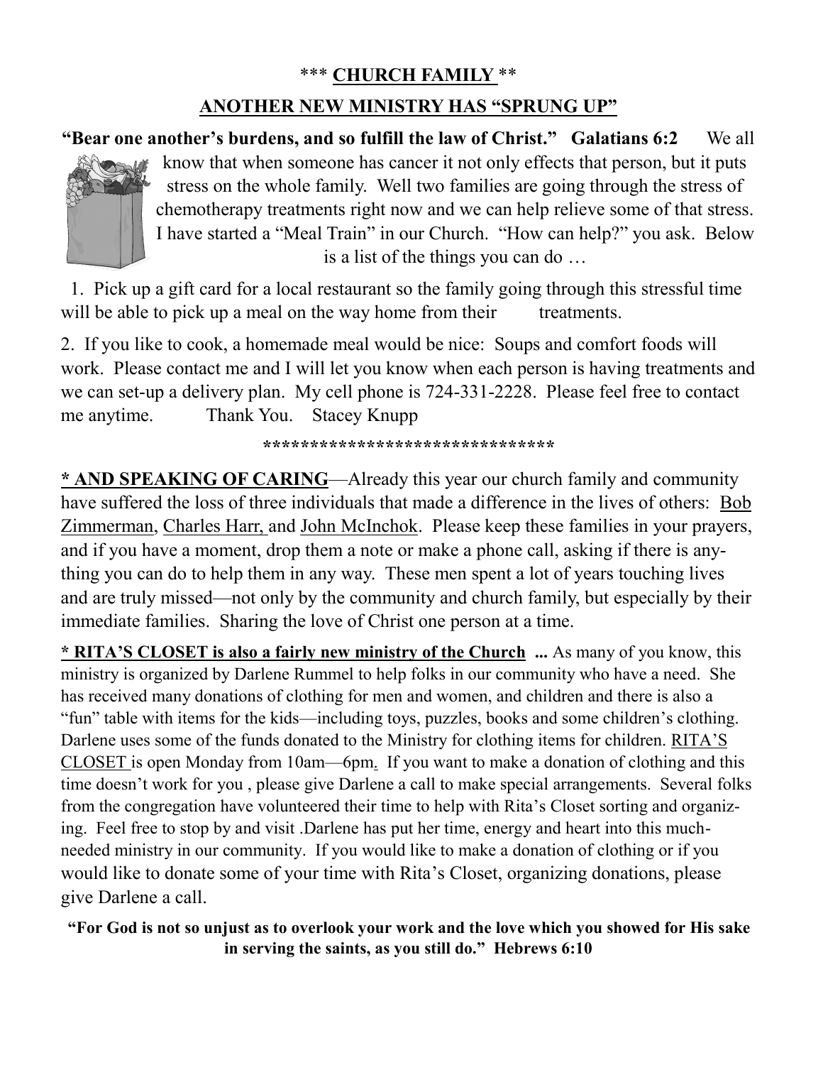### *** <u>CHURCH FAMILY</u> **

### <u>ANOTHER NEW MINISTRY HAS "SPRUNG UP"</u>

**"Bear one another's burdens, and so fulfill the law of Christ." Galatians 6:2** We all know that when someone has cancer it not only effects that person, but it puts stress on the whole family. Well two families are going through the stress of chemotherapy treatments right now and we can help relieve some of that stress. I have started a "Meal Train" in our Church. "How can help?" you ask. Below is a list of the things you can do …

1. Pick up a gift card for a local restaurant so the family going through this stressful time will be able to pick up a meal on the way home from their treatments.

2. If you like to cook, a homemade meal would be nice: Soups and comfort foods will work. Please contact me and I will let you know when each person is having treatments and we can set-up a delivery plan. My cell phone is 724-331-2228. Please feel free to contact me anytime. Thank You. Stacey Knupp

**********************************

**<u>* AND SPEAKING OF CARING</u>**—Already this year our church family and community have suffered the loss of three individuals that made a difference in the lives of others: <u>Bob Zimmerman</u>, <u>Charles Harr</u>, and <u>John McInchok</u>. Please keep these families in your prayers, and if you have a moment, drop them a note or make a phone call, asking if there is anything you can do to help them in any way. These men spent a lot of years touching lives and are truly missed—not only by the community and church family, but especially by their immediate families. Sharing the love of Christ one person at a time.

**<u>* RITA'S CLOSET is also a fairly new ministry of the Church</u> ...** As many of you know, this ministry is organized by Darlene Rummel to help folks in our community who have a need. She has received many donations of clothing for men and women, and children and there is also a "fun" table with items for the kids—including toys, puzzles, books and some children's clothing. Darlene uses some of the funds donated to the Ministry for clothing items for children. <u>RITA'S CLOSET</u> is open Monday from 10am—6pm. If you want to make a donation of clothing and this time doesn't work for you , please give Darlene a call to make special arrangements. Several folks from the congregation have volunteered their time to help with Rita's Closet sorting and organizing. Feel free to stop by and visit .Darlene has put her time, energy and heart into this much-needed ministry in our community. If you would like to make a donation of clothing or if you would like to donate some of your time with Rita's Closet, organizing donations, please give Darlene a call.

**"For God is not so unjust as to overlook your work and the love which you showed for His sake in serving the saints, as you still do." Hebrews 6:10**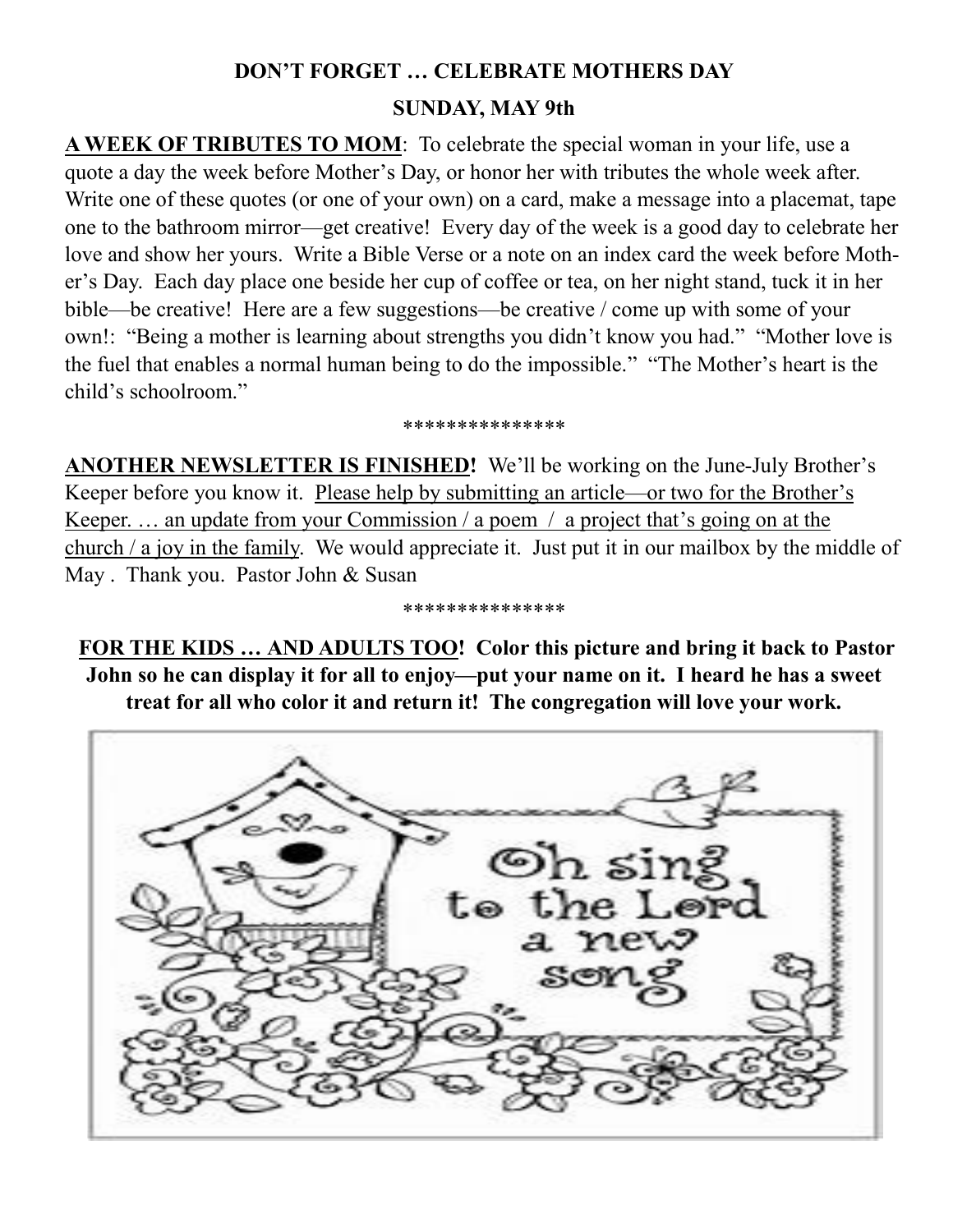**DON'T FORGET … CELEBRATE MOTHERS DAY**

**SUNDAY, MAY 9th**

**A WEEK OF TRIBUTES TO MOM**: To celebrate the special woman in your life, use a quote a day the week before Mother's Day, or honor her with tributes the whole week after. Write one of these quotes (or one of your own) on a card, make a message into a placemat, tape one to the bathroom mirror—get creative! Every day of the week is a good day to celebrate her love and show her yours. Write a Bible Verse or a note on an index card the week before Mother's Day. Each day place one beside her cup of coffee or tea, on her night stand, tuck it in her bible—be creative! Here are a few suggestions—be creative / come up with some of your own!: "Being a mother is learning about strengths you didn't know you had." "Mother love is the fuel that enables a normal human being to do the impossible." "The Mother's heart is the child's schoolroom."

***************

**ANOTHER NEWSLETTER IS FINISHED!** We'll be working on the June-July Brother's Keeper before you know it. Please help by submitting an article—or two for the Brother's Keeper. … an update from your Commission / a poem / a project that's going on at the church / a joy in the family. We would appreciate it. Just put it in our mailbox by the middle of May . Thank you. Pastor John & Susan

***************

**FOR THE KIDS … AND ADULTS TOO! Color this picture and bring it back to Pastor John so he can display it for all to enjoy—put your name on it. I heard he has a sweet treat for all who color it and return it! The congregation will love your work.**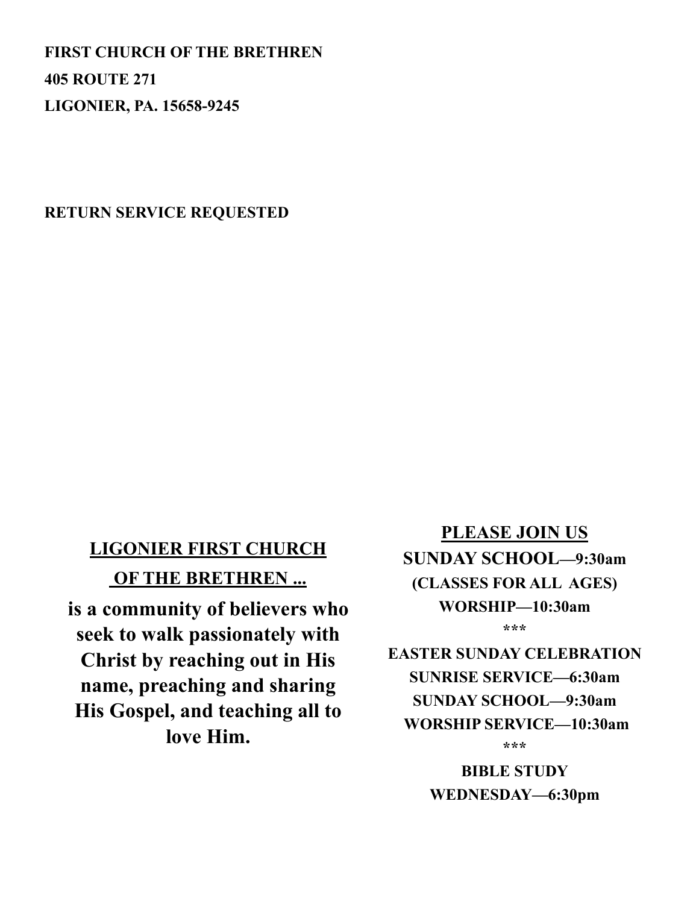**FIRST CHURCH OF THE BRETHREN**

**405 ROUTE 271**

**LIGONIER, PA. 15658-9245**

**RETURN SERVICE REQUESTED**

## LIGONIER FIRST CHURCH OF THE BRETHREN ...

**is a community of believers who seek to walk passionately with Christ by reaching out in His name, preaching and sharing His Gospel, and teaching all to love Him.**

## PLEASE JOIN US

**SUNDAY SCHOOL—9:30am**

**(CLASSES FOR ALL AGES)**

**WORSHIP—10:30am**

***

**EASTER SUNDAY CELEBRATION**

**SUNRISE SERVICE—6:30am**

**SUNDAY SCHOOL—9:30am**

**WORSHIP SERVICE—10:30am**

***

**BIBLE STUDY**

**WEDNESDAY—6:30pm**